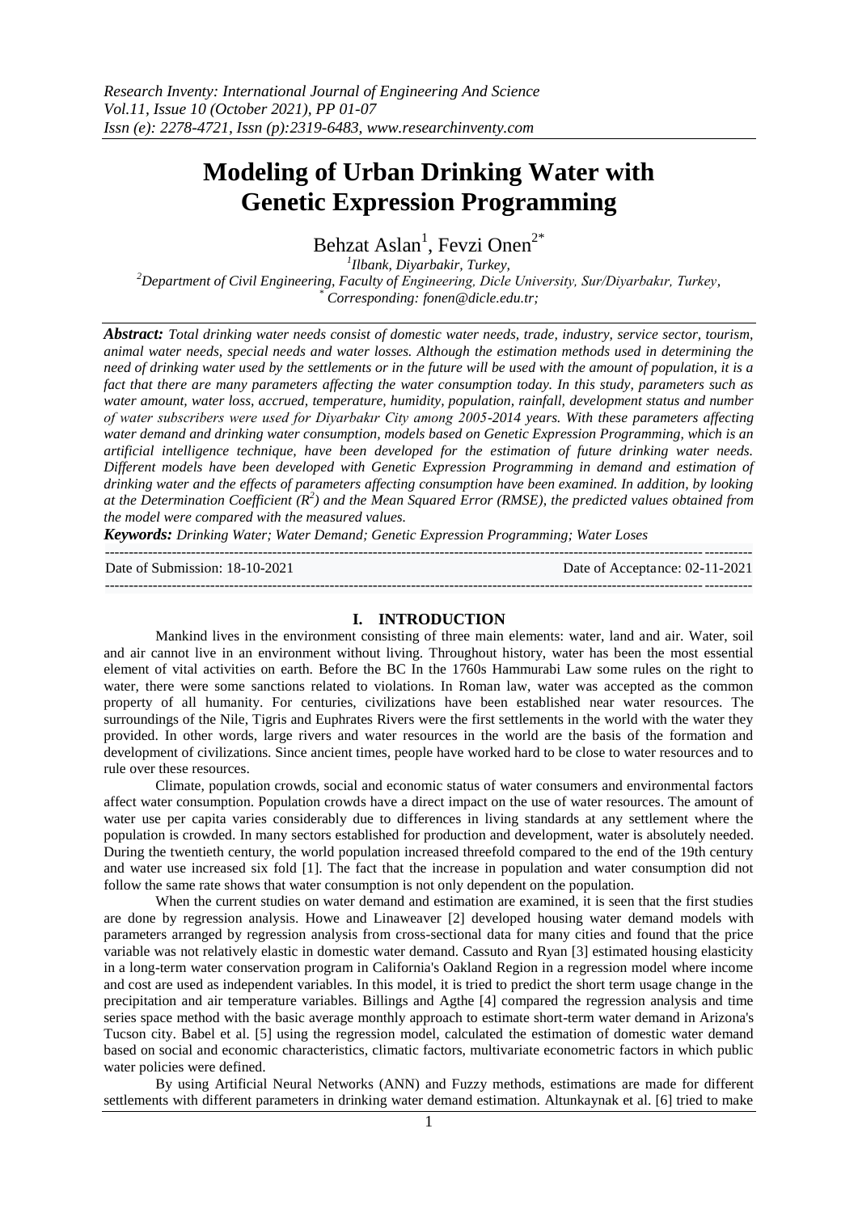# Modeling of Urban Drinking Water with Genetic Expression Programming

Behzat Aslan[1], Fevzi Onen[2*]

[1]Ilbank, Diyarbakir, Turkey,
[2]Department of Civil Engineering, Faculty of Engineering, Dicle University, Sur/Diyarbakır, Turkey,
[*] Corresponding: fonen@dicle.edu.tr;

***Abstract:*** *Total drinking water needs consist of domestic water needs, trade, industry, service sector, tourism, animal water needs, special needs and water losses. Although the estimation methods used in determining the need of drinking water used by the settlements or in the future will be used with the amount of population, it is a fact that there are many parameters affecting the water consumption today. In this study, parameters such as water amount, water loss, accrued, temperature, humidity, population, rainfall, development status and number of water subscribers were used for Diyarbakır City among 2005-2014 years. With these parameters affecting water demand and drinking water consumption, models based on Genetic Expression Programming, which is an artificial intelligence technique, have been developed for the estimation of future drinking water needs. Different models have been developed with Genetic Expression Programming in demand and estimation of drinking water and the effects of parameters affecting consumption have been examined. In addition, by looking at the Determination Coefficient ($R^2$) and the Mean Squared Error (RMSE), the predicted values obtained from the model were compared with the measured values.*

***Keywords:*** *Drinking Water; Water Demand; Genetic Expression Programming; Water Loses*

---

Date of Submission: 18-10-2021 Date of Acceptance: 02-11-2021

---

## I. INTRODUCTION

Mankind lives in the environment consisting of three main elements: water, land and air. Water, soil and air cannot live in an environment without living. Throughout history, water has been the most essential element of vital activities on earth. Before the BC In the 1760s Hammurabi Law some rules on the right to water, there were some sanctions related to violations. In Roman law, water was accepted as the common property of all humanity. For centuries, civilizations have been established near water resources. The surroundings of the Nile, Tigris and Euphrates Rivers were the first settlements in the world with the water they provided. In other words, large rivers and water resources in the world are the basis of the formation and development of civilizations. Since ancient times, people have worked hard to be close to water resources and to rule over these resources.

Climate, population crowds, social and economic status of water consumers and environmental factors affect water consumption. Population crowds have a direct impact on the use of water resources. The amount of water use per capita varies considerably due to differences in living standards at any settlement where the population is crowded. In many sectors established for production and development, water is absolutely needed. During the twentieth century, the world population increased threefold compared to the end of the 19th century and water use increased six fold [1]. The fact that the increase in population and water consumption did not follow the same rate shows that water consumption is not only dependent on the population.

When the current studies on water demand and estimation are examined, it is seen that the first studies are done by regression analysis. Howe and Linaweaver [2] developed housing water demand models with parameters arranged by regression analysis from cross-sectional data for many cities and found that the price variable was not relatively elastic in domestic water demand. Cassuto and Ryan [3] estimated housing elasticity in a long-term water conservation program in California's Oakland Region in a regression model where income and cost are used as independent variables. In this model, it is tried to predict the short term usage change in the precipitation and air temperature variables. Billings and Agthe [4] compared the regression analysis and time series space method with the basic average monthly approach to estimate short-term water demand in Arizona's Tucson city. Babel et al. [5] using the regression model, calculated the estimation of domestic water demand based on social and economic characteristics, climatic factors, multivariate econometric factors in which public water policies were defined.

By using Artificial Neural Networks (ANN) and Fuzzy methods, estimations are made for different settlements with different parameters in drinking water demand estimation. Altunkaynak et al. [6] tried to make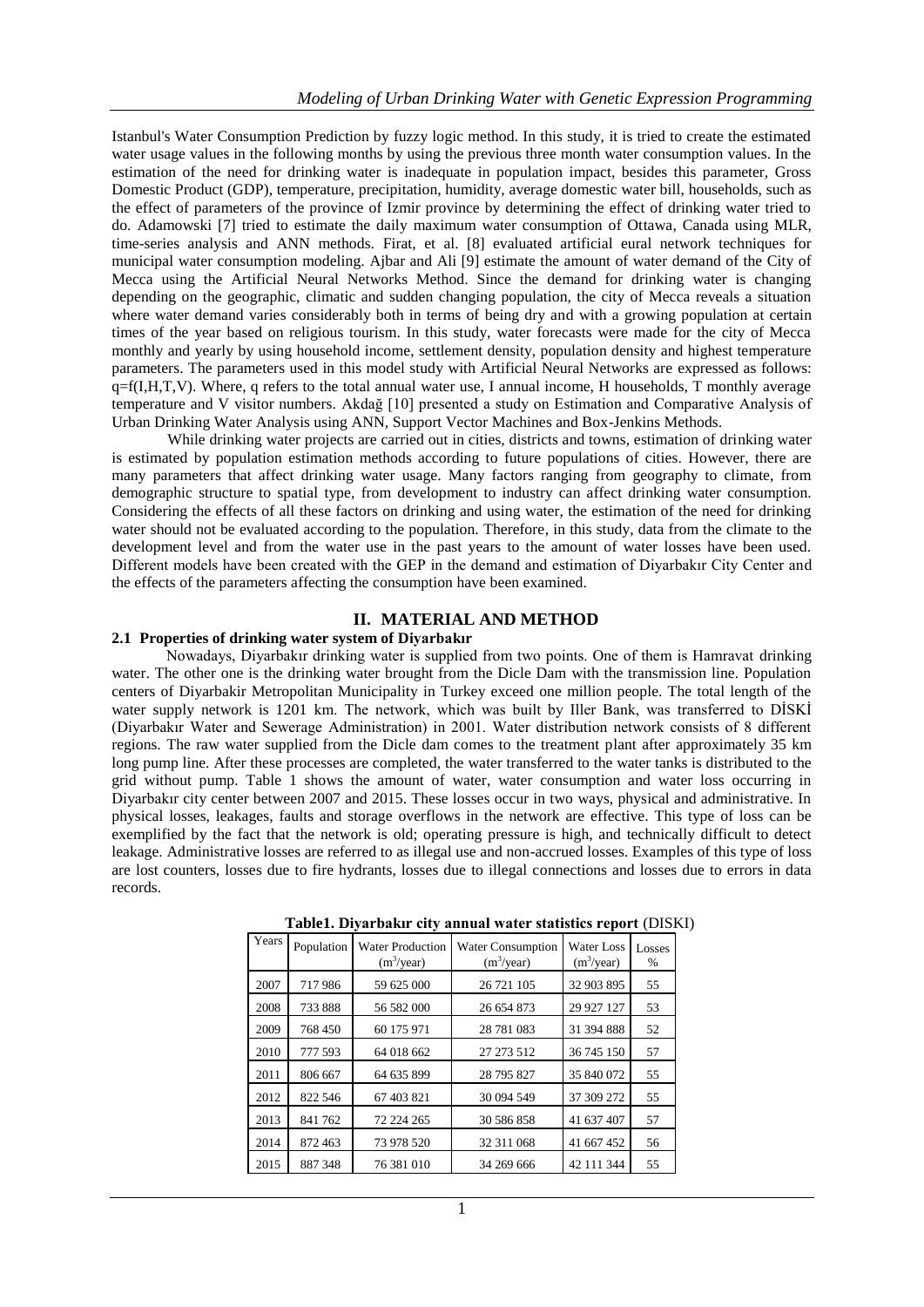Istanbul's Water Consumption Prediction by fuzzy logic method. In this study, it is tried to create the estimated water usage values in the following months by using the previous three month water consumption values. In the estimation of the need for drinking water is inadequate in population impact, besides this parameter, Gross Domestic Product (GDP), temperature, precipitation, humidity, average domestic water bill, households, such as the effect of parameters of the province of Izmir province by determining the effect of drinking water tried to do. Adamowski [7] tried to estimate the daily maximum water consumption of Ottawa, Canada using MLR, time-series analysis and ANN methods. Firat, et al. [8] evaluated artificial eural network techniques for municipal water consumption modeling. Ajbar and Ali [9] estimate the amount of water demand of the City of Mecca using the Artificial Neural Networks Method. Since the demand for drinking water is changing depending on the geographic, climatic and sudden changing population, the city of Mecca reveals a situation where water demand varies considerably both in terms of being dry and with a growing population at certain times of the year based on religious tourism. In this study, water forecasts were made for the city of Mecca monthly and yearly by using household income, settlement density, population density and highest temperature parameters. The parameters used in this model study with Artificial Neural Networks are expressed as follows: q=f(I,H,T,V). Where, q refers to the total annual water use, I annual income, H households, T monthly average temperature and V visitor numbers. Akdağ [10] presented a study on Estimation and Comparative Analysis of Urban Drinking Water Analysis using ANN, Support Vector Machines and Box-Jenkins Methods.

While drinking water projects are carried out in cities, districts and towns, estimation of drinking water is estimated by population estimation methods according to future populations of cities. However, there are many parameters that affect drinking water usage. Many factors ranging from geography to climate, from demographic structure to spatial type, from development to industry can affect drinking water consumption. Considering the effects of all these factors on drinking and using water, the estimation of the need for drinking water should not be evaluated according to the population. Therefore, in this study, data from the climate to the development level and from the water use in the past years to the amount of water losses have been used. Different models have been created with the GEP in the demand and estimation of Diyarbakır City Center and the effects of the parameters affecting the consumption have been examined.

## II. MATERIAL AND METHOD

### 2.1 Properties of drinking water system of Diyarbakır

Nowadays, Diyarbakır drinking water is supplied from two points. One of them is Hamravat drinking water. The other one is the drinking water brought from the Dicle Dam with the transmission line. Population centers of Diyarbakir Metropolitan Municipality in Turkey exceed one million people. The total length of the water supply network is 1201 km. The network, which was built by Iller Bank, was transferred to DİSKİ (Diyarbakır Water and Sewerage Administration) in 2001. Water distribution network consists of 8 different regions. The raw water supplied from the Dicle dam comes to the treatment plant after approximately 35 km long pump line. After these processes are completed, the water transferred to the water tanks is distributed to the grid without pump. Table 1 shows the amount of water, water consumption and water loss occurring in Diyarbakır city center between 2007 and 2015. These losses occur in two ways, physical and administrative. In physical losses, leakages, faults and storage overflows in the network are effective. This type of loss can be exemplified by the fact that the network is old; operating pressure is high, and technically difficult to detect leakage. Administrative losses are referred to as illegal use and non-accrued losses. Examples of this type of loss are lost counters, losses due to fire hydrants, losses due to illegal connections and losses due to errors in data records.

**Table1. Diyarbakır city annual water statistics report** (DISKI)

| Years | Population | Water Production ($m^3$/year) | Water Consumption ($m^3$/year) | Water Loss ($m^3$/year) | Losses % |
|---|---|---|---|---|---|
| 2007 | 717 986 | 59 625 000 | 26 721 105 | 32 903 895 | 55 |
| 2008 | 733 888 | 56 582 000 | 26 654 873 | 29 927 127 | 53 |
| 2009 | 768 450 | 60 175 971 | 28 781 083 | 31 394 888 | 52 |
| 2010 | 777 593 | 64 018 662 | 27 273 512 | 36 745 150 | 57 |
| 2011 | 806 667 | 64 635 899 | 28 795 827 | 35 840 072 | 55 |
| 2012 | 822 546 | 67 403 821 | 30 094 549 | 37 309 272 | 55 |
| 2013 | 841 762 | 72 224 265 | 30 586 858 | 41 637 407 | 57 |
| 2014 | 872 463 | 73 978 520 | 32 311 068 | 41 667 452 | 56 |
| 2015 | 887 348 | 76 381 010 | 34 269 666 | 42 111 344 | 55 |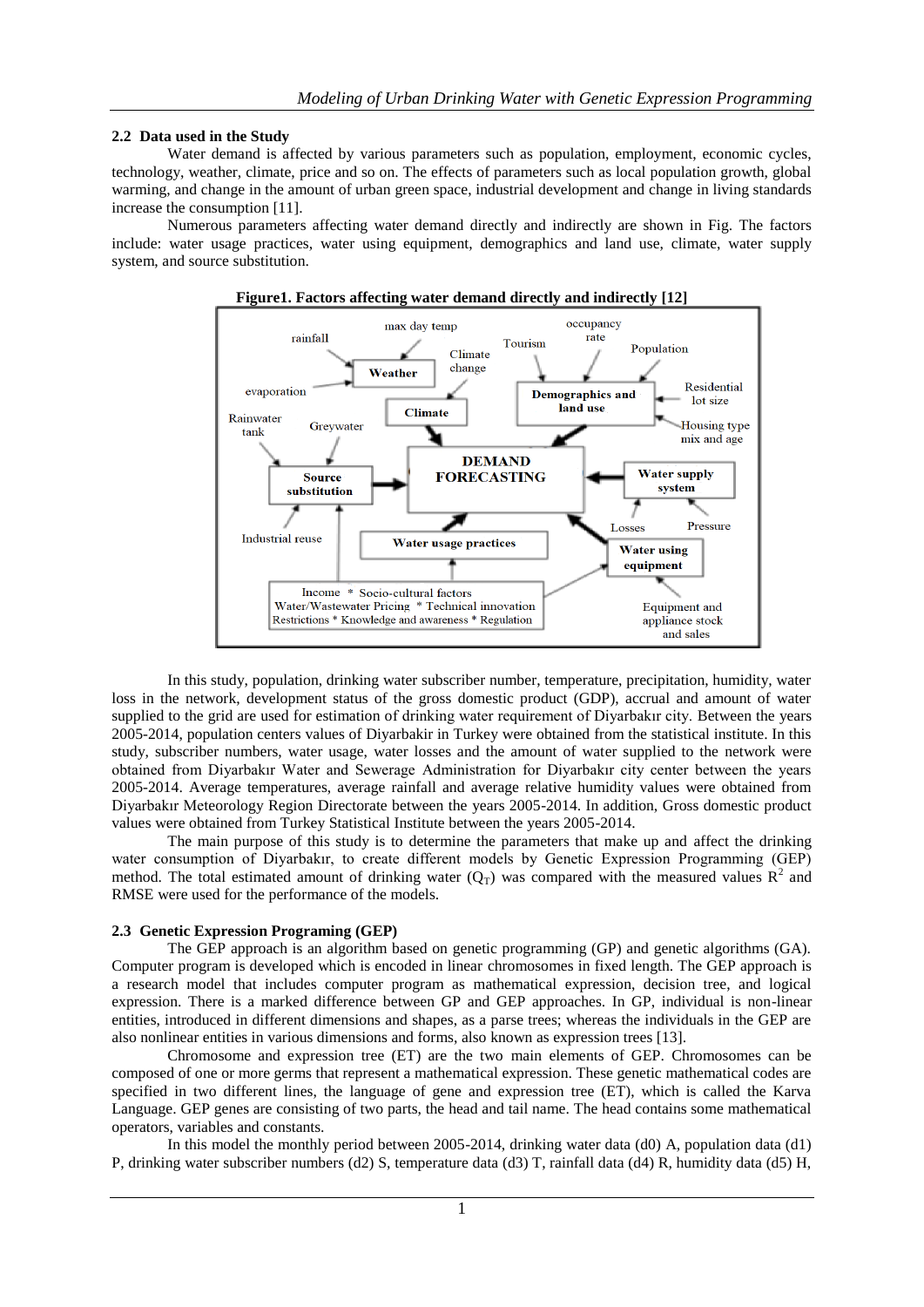### 2.2 Data used in the Study

Water demand is affected by various parameters such as population, employment, economic cycles, technology, weather, climate, price and so on. The effects of parameters such as local population growth, global warming, and change in the amount of urban green space, industrial development and change in living standards increase the consumption [11].

Numerous parameters affecting water demand directly and indirectly are shown in Fig. The factors include: water usage practices, water using equipment, demographics and land use, climate, water supply system, and source substitution.

**Figure1. Factors affecting water demand directly and indirectly [12]**

In this study, population, drinking water subscriber number, temperature, precipitation, humidity, water loss in the network, development status of the gross domestic product (GDP), accrual and amount of water supplied to the grid are used for estimation of drinking water requirement of Diyarbakır city. Between the years 2005-2014, population centers values of Diyarbakir in Turkey were obtained from the statistical institute. In this study, subscriber numbers, water usage, water losses and the amount of water supplied to the network were obtained from Diyarbakır Water and Sewerage Administration for Diyarbakır city center between the years 2005-2014. Average temperatures, average rainfall and average relative humidity values were obtained from Diyarbakır Meteorology Region Directorate between the years 2005-2014. In addition, Gross domestic product values were obtained from Turkey Statistical Institute between the years 2005-2014.

The main purpose of this study is to determine the parameters that make up and affect the drinking water consumption of Diyarbakır, to create different models by Genetic Expression Programming (GEP) method. The total estimated amount of drinking water ($Q_T$) was compared with the measured values $R^2$ and RMSE were used for the performance of the models.

### 2.3 Genetic Expression Programing (GEP)

The GEP approach is an algorithm based on genetic programming (GP) and genetic algorithms (GA). Computer program is developed which is encoded in linear chromosomes in fixed length. The GEP approach is a research model that includes computer program as mathematical expression, decision tree, and logical expression. There is a marked difference between GP and GEP approaches. In GP, individual is non-linear entities, introduced in different dimensions and shapes, as a parse trees; whereas the individuals in the GEP are also nonlinear entities in various dimensions and forms, also known as expression trees [13].

Chromosome and expression tree (ET) are the two main elements of GEP. Chromosomes can be composed of one or more germs that represent a mathematical expression. These genetic mathematical codes are specified in two different lines, the language of gene and expression tree (ET), which is called the Karva Language. GEP genes are consisting of two parts, the head and tail name. The head contains some mathematical operators, variables and constants.

In this model the monthly period between 2005-2014, drinking water data (d0) A, population data (d1) P, drinking water subscriber numbers (d2) S, temperature data (d3) T, rainfall data (d4) R, humidity data (d5) H,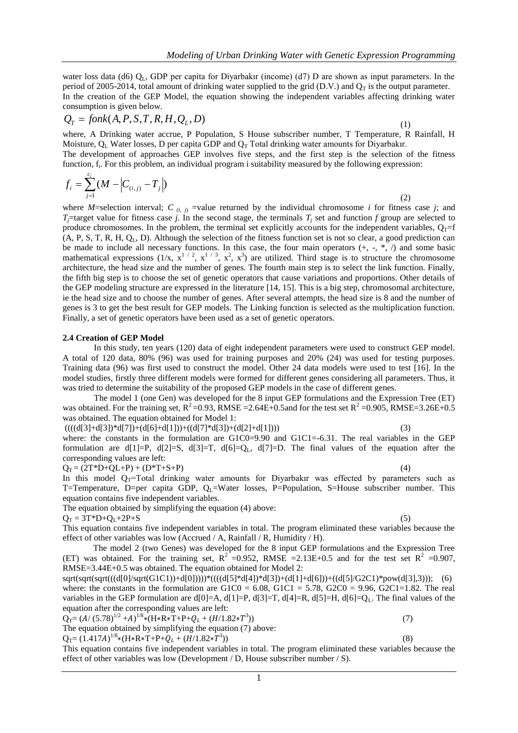water loss data (d6) $Q_L$, GDP per capita for Diyarbakır (income) (d7) D are shown as input parameters. In the period of 2005-2014, total amount of drinking water supplied to the grid (D.V.) and $Q_T$ is the output parameter.
In the creation of the GEP Model, the equation showing the independent variables affecting drinking water consumption is given below.

$$Q_T = fonk(A, P, S, T, R, H, Q_L, D) \quad (1)$$

where, A Drinking water accrue, P Population, S House subscriber number, T Temperature, R Rainfall, H Moisture, $Q_L$ Water losses, D per capita GDP and $Q_T$ Total drinking water amounts for Diyarbakır.
The development of approaches GEP involves five steps, and the first step is the selection of the fitness function, $f_i$. For this problem, an individual program i suitability measured by the following expression:

$$f_i = \sum_{j=1}^{c_i} (M - |C_{(i,j)} - T_j|) \quad (2)$$

where *M*=selection interval; $C_{(i, j)}$ =value returned by the individual chromosome *i* for fitness case *j*; and $T_j$=target value for fitness case *j*. In the second stage, the terminals $T_j$ set and function *f* group are selected to produce chromosomes. In the problem, the terminal set explicitly accounts for the independent variables, $Q_T$=f (A, P, S, T, R, H, $Q_L$, D). Although the selection of the fitness function set is not so clear, a good prediction can be made to include all necessary functions. In this case, the four main operators (+, -, *, /) and some basic mathematical expressions ($1/x$, $x^{1/2}$, $x^{1/3}$, $x^2$, $x^3$) are utilized. Third stage is to structure the chromosome architecture, the head size and the number of genes. The fourth main step is to select the link function. Finally, the fifth big step is to choose the set of genetic operators that cause variations and proportions. Other details of the GEP modeling structure are expressed in the literature [14, 15]. This is a big step, chromosomal architecture, ie the head size and to choose the number of genes. After several attempts, the head size is 8 and the number of genes is 3 to get the best result for GEP models. The Linking function is selected as the multiplication function. Finally, a set of genetic operators have been used as a set of genetic operators.

**2.4 Creation of GEP Model**

In this study, ten years (120) data of eight independent parameters were used to construct GEP model. A total of 120 data, 80% (96) was used for training purposes and 20% (24) was used for testing purposes. Training data (96) was first used to construct the model. Other 24 data models were used to test [16]. In the model studies, firstly three different models were formed for different genes considering all parameters. Thus, it was tried to determine the suitability of the proposed GEP models in the case of different genes.

The model 1 (one Gen) was developed for the 8 input GEP formulations and the Expression Tree (ET) was obtained. For the training set, $R^2$=0.93, RMSE =2.64E+0.5and for the test set $R^2$ =0.905, RMSE=3.26E+0.5 was obtained. The equation obtained for Model 1:

((((d[3]+d[3])*d[7])+(d[6]+d[1]))+((d[7]*d[3])+(d[2]+d[1]))) (3)

where: the constants in the formulation are G1C0=9.90 and G1C1=-6.31. The real variables in the GEP formulation are d[1]=P, d[2]=S, d[3]=T, d[6]=$Q_L$, d[7]=D. The final values of the equation after the corresponding values are left:

$Q_T$ = (2T*D+QL+P) + (D*T+S+P) (4)

In this model $Q_T$=Total drinking water amounts for Diyarbakır was effected by parameters such as T=Temperature, D=per capita GDP, $Q_L$=Water losses, P=Population, S=House subscriber number. This equation contains five independent variables.
The equation obtained by simplifying the equation (4) above:

$Q_T$ = 3T*D+$Q_L$+2P+S (5)

This equation contains five independent variables in total. The program eliminated these variables because the effect of other variables was low (Accrued / A, Rainfall / R, Humidity / H).

The model 2 (two Genes) was developed for the 8 input GEP formulations and the Expression Tree (ET) was obtained. For the training set, $R^2$ =0.952, RMSE =2.13E+0.5 and for the test set $R^2$ =0.907, RMSE=3.44E+0.5 was obtained. The equation obtained for Model 2:

sqrt(sqrt(sqrt(((d[0]/sqrt(G1C1))+d[0]))))*((((d[5]*d[4])*d[3])+(d[1]+d[6]))+((d[5]/G2C1)*pow(d[3],3))); (6)

where: the constants in the formulation are G1C0 = 6.08, G1C1 = 5.78, G2C0 = 9.96, G2C1=1.82. The real variables in the GEP formulation are d[0]=A, d[1]=P, d[3]=T, d[4]=R, d[5]=H, d[6]=$Q_L$. The final values of the equation after the corresponding values are left:

$Q_T = (A/(5.78)^{1/2} + A)^{1/8} * (H*R*T+P+Q_L + (H/1.82*T^3))$ (7)

The equation obtained by simplifying the equation (7) above:

$Q_T = (1.417A)^{1/8} * (H*R*T+P+Q_L + (H/1.82*T^3))$ (8)

This equation contains five independent variables in total. The program eliminated these variables because the effect of other variables was low (Development / D, House subscriber number / S).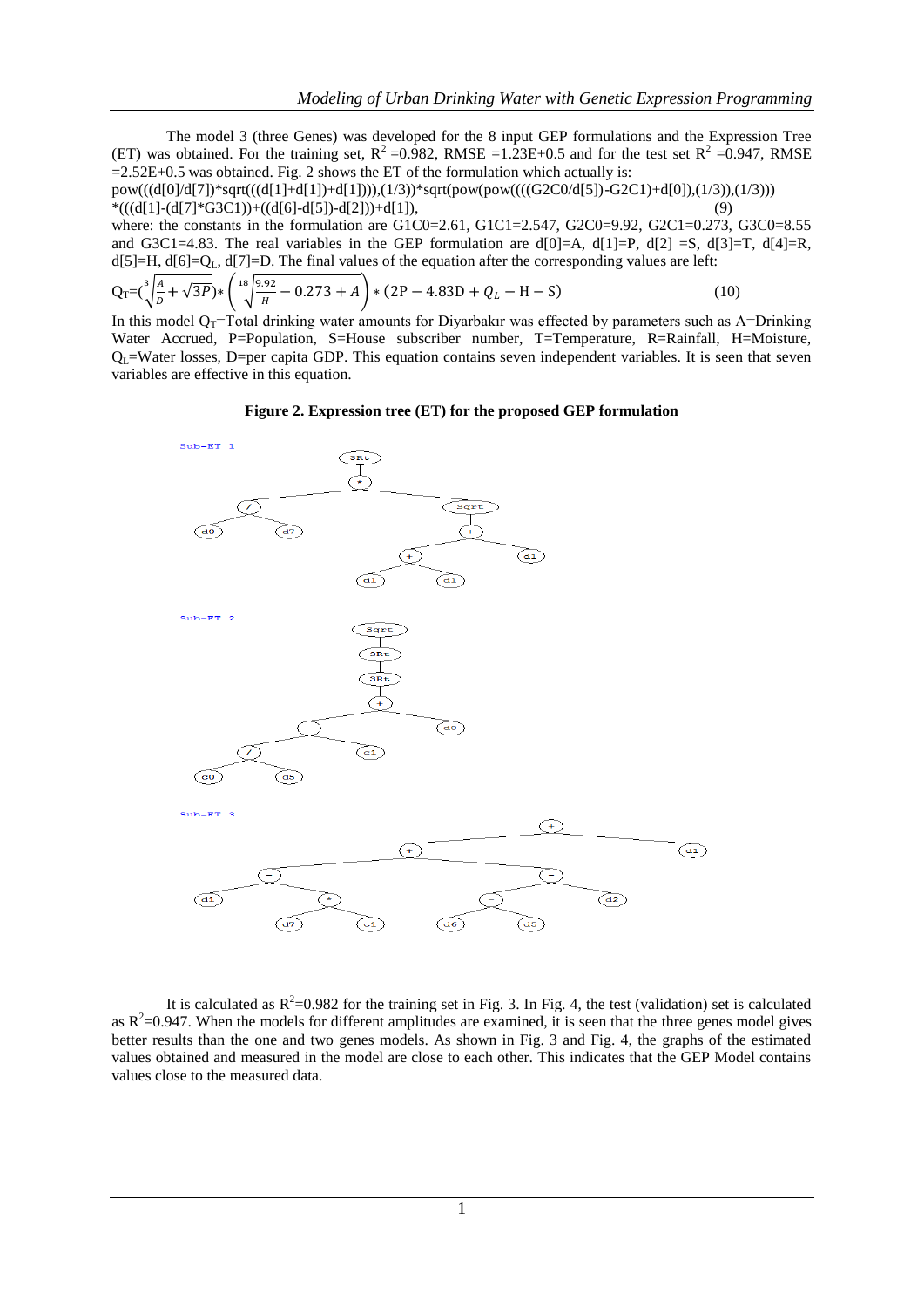The model 3 (three Genes) was developed for the 8 input GEP formulations and the Expression Tree (ET) was obtained. For the training set, $R^2$ =0.982, RMSE =1.23E+0.5 and for the test set $R^2$ =0.947, RMSE =2.52E+0.5 was obtained. Fig. 2 shows the ET of the formulation which actually is:

pow(((d[0]/d[7])*sqrt(((d[1]+d[1])+d[1]))),(1/3))*sqrt(pow(pow((((G2C0/d[5])-G2C1)+d[0]),(1/3)),(1/3)))*(((d[1]-(d[7]*G3C1))+((d[6]-d[5])-d[2]))+d[1]), (9)

where: the constants in the formulation are G1C0=2.61, G1C1=2.547, G2C0=9.92, G2C1=0.273, G3C0=8.55 and G3C1=4.83. The real variables in the GEP formulation are d[0]=A, d[1]=P, d[2] =S, d[3]=T, d[4]=R, d[5]=H, d[6]=$Q_L$, d[7]=D. The final values of the equation after the corresponding values are left:

$$Q_T=\left(\sqrt[3]{\frac{A}{D}+\sqrt{3P}}\right)*\left(\sqrt[18]{\frac{9.92}{H}-0.273+A}\right)*(2P-4.83D+Q_L-H-S) \quad (10)$$

In this model $Q_T$=Total drinking water amounts for Diyarbakır was effected by parameters such as A=Drinking Water Accrued, P=Population, S=House subscriber number, T=Temperature, R=Rainfall, H=Moisture, $Q_L$=Water losses, D=per capita GDP. This equation contains seven independent variables. It is seen that seven variables are effective in this equation.

**Figure 2. Expression tree (ET) for the proposed GEP formulation**

It is calculated as $R^2$=0.982 for the training set in Fig. 3. In Fig. 4, the test (validation) set is calculated as $R^2$=0.947. When the models for different amplitudes are examined, it is seen that the three genes model gives better results than the one and two genes models. As shown in Fig. 3 and Fig. 4, the graphs of the estimated values obtained and measured in the model are close to each other. This indicates that the GEP Model contains values close to the measured data.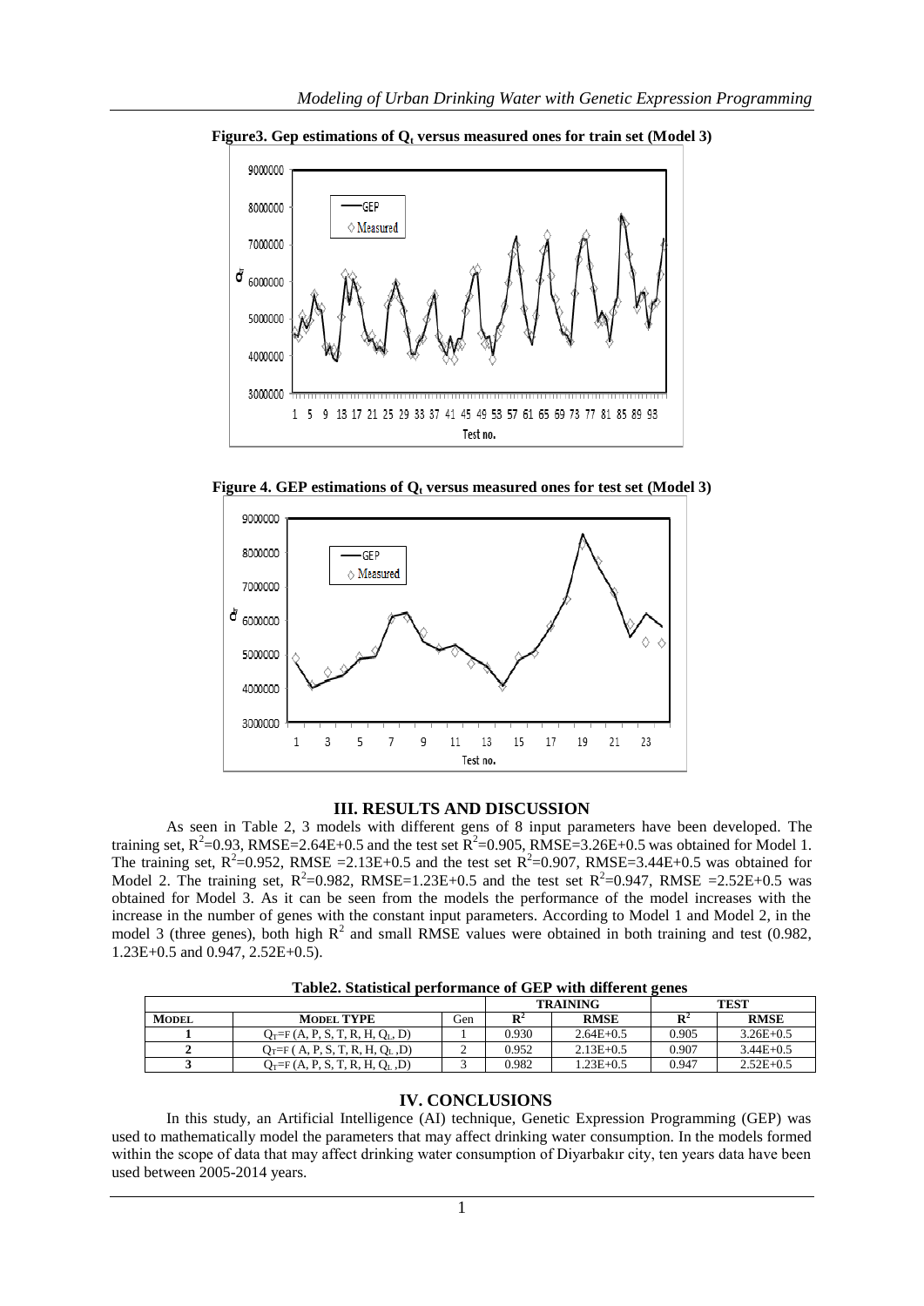**Figure3. Gep estimations of $Q_t$ versus measured ones for train set (Model 3)**

**Figure 4. GEP estimations of $Q_t$ versus measured ones for test set (Model 3)**

## III. RESULTS AND DISCUSSION

As seen in Table 2, 3 models with different gens of 8 input parameters have been developed. The training set, $R^2$=0.93, RMSE=2.64E+0.5 and the test set $R^2$=0.905, RMSE=3.26E+0.5 was obtained for Model 1. The training set, $R^2$=0.952, RMSE =2.13E+0.5 and the test set $R^2$=0.907, RMSE=3.44E+0.5 was obtained for Model 2. The training set, $R^2$=0.982, RMSE=1.23E+0.5 and the test set $R^2$=0.947, RMSE =2.52E+0.5 was obtained for Model 3. As it can be seen from the models the performance of the model increases with the increase in the number of genes with the constant input parameters. According to Model 1 and Model 2, in the model 3 (three genes), both high $R^2$ and small RMSE values were obtained in both training and test (0.982, 1.23E+0.5 and 0.947, 2.52E+0.5).

**Table2. Statistical performance of GEP with different genes**

| | | | TRAINING | | TEST | |
|---|---|---|---|---|---|---|
| **MODEL** | **MODEL TYPE** | Gen | $R^2$ | RMSE | $R^2$ | RMSE |
| **1** | $Q_T$=F (A, P, S, T, R, H, $Q_L$, D) | 1 | 0.930 | 2.64E+0.5 | 0.905 | 3.26E+0.5 |
| **2** | $Q_T$=F ( A, P, S, T, R, H, $Q_L$ ,D) | 2 | 0.952 | 2.13E+0.5 | 0.907 | 3.44E+0.5 |
| **3** | $Q_T$=F (A, P, S, T, R, H, $Q_L$ ,D) | 3 | 0.982 | 1.23E+0.5 | 0.947 | 2.52E+0.5 |

## IV. CONCLUSIONS

In this study, an Artificial Intelligence (AI) technique, Genetic Expression Programming (GEP) was used to mathematically model the parameters that may affect drinking water consumption. In the models formed within the scope of data that may affect drinking water consumption of Diyarbakır city, ten years data have been used between 2005-2014 years.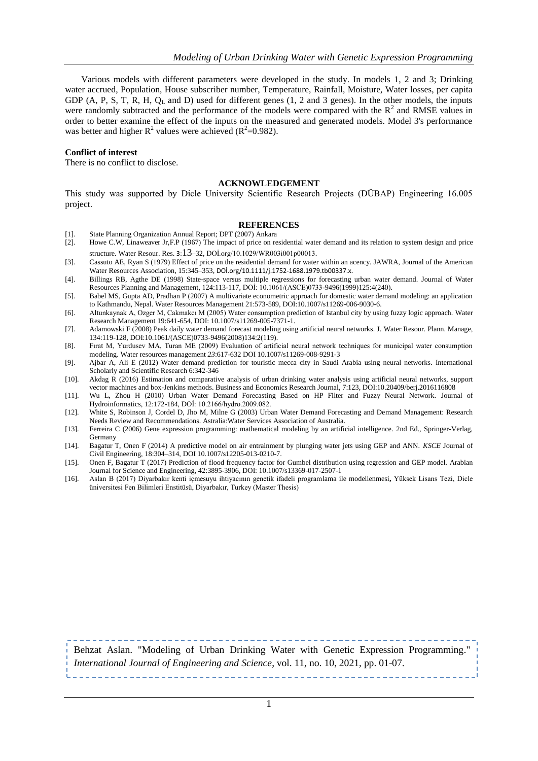Various models with different parameters were developed in the study. In models 1, 2 and 3; Drinking water accrued, Population, House subscriber number, Temperature, Rainfall, Moisture, Water losses, per capita GDP (A, P, S, T, R, H, $Q_L$ and D) used for different genes (1, 2 and 3 genes). In the other models, the inputs were randomly subtracted and the performance of the models were compared with the $R^2$ and RMSE values in order to better examine the effect of the inputs on the measured and generated models. Model 3's performance was better and higher $R^2$ values were achieved ($R^2$=0.982).

**Conflict of interest**

There is no conflict to disclose.

## ACKNOWLEDGEMENT

This study was supported by Dicle University Scientific Research Projects (DÜBAP) Engineering 16.005 project.

## REFERENCES

[1]. State Planning Organization Annual Report; DPT (2007) Ankara
[2]. Howe C.W, Linaweaver Jr,F.P (1967) The impact of price on residential water demand and its relation to system design and price structure. Water Resour. Res. 3:13–32, DOİ.org/10.1029/WR003i001p00013.
[3]. Cassuto AE, Ryan S (1979) Effect of price on the residential demand for water within an acency. JAWRA, Journal of the American Water Resources Association, 15:345–353, DOİ.org/10.1111/j.1752-1688.1979.tb00337.x.
[4]. Billings RB, Agthe DE (1998) State-space versus multiple regressions for forecasting urban water demand. Journal of Water Resources Planning and Management, 124:113-117, DOİ: 10.1061/(ASCE)0733-9496(1999)125:4(240).
[5]. Babel MS, Gupta AD, Pradhan P (2007) A multivariate econometric approach for domestic water demand modeling: an application to Kathmandu, Nepal. Water Resources Management 21:573-589, DOI:10.1007/s11269-006-9030-6.
[6]. Altunkaynak A, Ozger M, Cakmakcı M (2005) Water consumption prediction of Istanbul city by using fuzzy logic approach. Water Research Management 19:641-654, DOI: 10.1007/s11269-005-7371-1.
[7]. Adamowski F (2008) Peak daily water demand forecast modeling using artificial neural networks. J. Water Resour. Plann. Manage, 134:119-128, DOI:10.1061/(ASCE)0733-9496(2008)134:2(119).
[8]. Fırat M, Yurdusev MA, Turan ME (2009) Evaluation of artificial neural network techniques for municipal water consumption modeling. Water resources management *23*:617-632 DOI 10.1007/s11269-008-9291-3
[9]. Ajbar A, Ali E (2012) Water demand prediction for touristic mecca city in Saudi Arabia using neural networks. International Scholarly and Scientific Research 6:342-346
[10]. Akdag R (2016) Estimation and comparative analysis of urban drinking water analysis using artificial neural networks, support vector machines and box-Jenkins methods. Business and Economics Research Journal, 7:123, DOI:10.20409/berj.2016116808
[11]. Wu L, Zhou H (2010) Urban Water Demand Forecasting Based on HP Filter and Fuzzy Neural Network. Journal of Hydroinformatics, 12:172-184, DOİ: 10.2166/hydro.2009.082.
[12]. White S, Robinson J, Cordel D, Jho M, Milne G (2003) Urban Water Demand Forecasting and Demand Management: Research Needs Review and Recommendations. Astralia:Water Services Association of Australia.
[13]. Ferreira C (2006) Gene expression programming: mathematical modeling by an artificial intelligence. 2nd Ed., Springer-Verlag, Germany
[14]. Bagatur T, Onen F (2014) A predictive model on air entrainment by plunging water jets using GEP and ANN. *KSCE* Journal of Civil Engineering, 18:304–314, DOI 10.1007/s12205-013-0210-7.
[15]. Onen F, Bagatur T (2017) Prediction of flood frequency factor for Gumbel distribution using regression and GEP model. Arabian Journal for Science and Engineering, 42:3895-3906, DOI: 10.1007/s13369-017-2507-1
[16]. Aslan B (2017) Diyarbakır kenti içmesuyu ihtiyacının genetik ifadeli programlama ile modellenmesi**,** Yüksek Lisans Tezi, Dicle üniversitesi Fen Bilimleri Enstitüsü, Diyarbakır, Turkey (Master Thesis)

Behzat Aslan. "Modeling of Urban Drinking Water with Genetic Expression Programming." *International Journal of Engineering and Science*, vol. 11, no. 10, 2021, pp. 01-07.